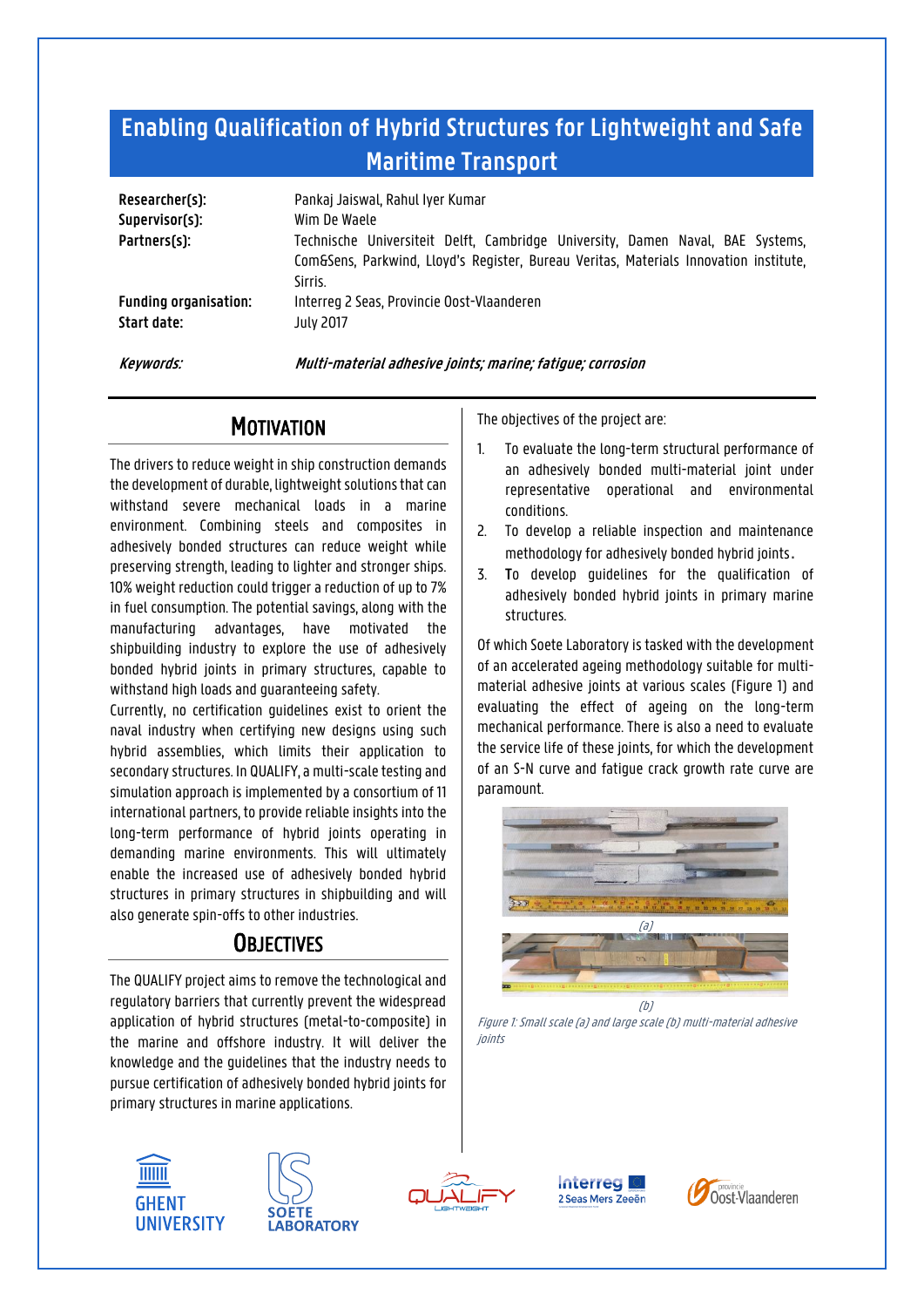# Enabling Qualification of Hybrid Structures for Lightweight and Safe Maritime Transport

**Researcher(s):** Pankaj Jaiswal, Rahul Iyer Kumar
**Supervisor(s):** Wim De Waele
**Partners(s):** Technische Universiteit Delft, Cambridge University, Damen Naval, BAE Systems, Com&Sens, Parkwind, Lloyd's Register, Bureau Veritas, Materials Innovation institute, Sirris.
**Funding organisation:** Interreg 2 Seas, Provincie Oost-Vlaanderen
**Start date:** July 2017

*Keywords:* ***Multi-material adhesive joints; marine; fatigue; corrosion***

## Motivation

The drivers to reduce weight in ship construction demands the development of durable, lightweight solutions that can withstand severe mechanical loads in a marine environment. Combining steels and composites in adhesively bonded structures can reduce weight while preserving strength, leading to lighter and stronger ships. 10% weight reduction could trigger a reduction of up to 7% in fuel consumption. The potential savings, along with the manufacturing advantages, have motivated the shipbuilding industry to explore the use of adhesively bonded hybrid joints in primary structures, capable to withstand high loads and guaranteeing safety.

Currently, no certification guidelines exist to orient the naval industry when certifying new designs using such hybrid assemblies, which limits their application to secondary structures. In QUALIFY, a multi-scale testing and simulation approach is implemented by a consortium of 11 international partners, to provide reliable insights into the long-term performance of hybrid joints operating in demanding marine environments. This will ultimately enable the increased use of adhesively bonded hybrid structures in primary structures in shipbuilding and will also generate spin-offs to other industries.

## Objectives

The QUALIFY project aims to remove the technological and regulatory barriers that currently prevent the widespread application of hybrid structures (metal-to-composite) in the marine and offshore industry. It will deliver the knowledge and the guidelines that the industry needs to pursue certification of adhesively bonded hybrid joints for primary structures in marine applications.

The objectives of the project are:

1. To evaluate the long-term structural performance of an adhesively bonded multi-material joint under representative operational and environmental conditions.
2. To develop a reliable inspection and maintenance methodology for adhesively bonded hybrid joints.
3. To develop guidelines for the qualification of adhesively bonded hybrid joints in primary marine structures.

Of which Soete Laboratory is tasked with the development of an accelerated ageing methodology suitable for multi-material adhesive joints at various scales (Figure 1) and evaluating the effect of ageing on the long-term mechanical performance. There is also a need to evaluate the service life of these joints, for which the development of an S-N curve and fatigue crack growth rate curve are paramount.

(a)

(b)

*Figure 1: Small scale (a) and large scale (b) multi-material adhesive joints*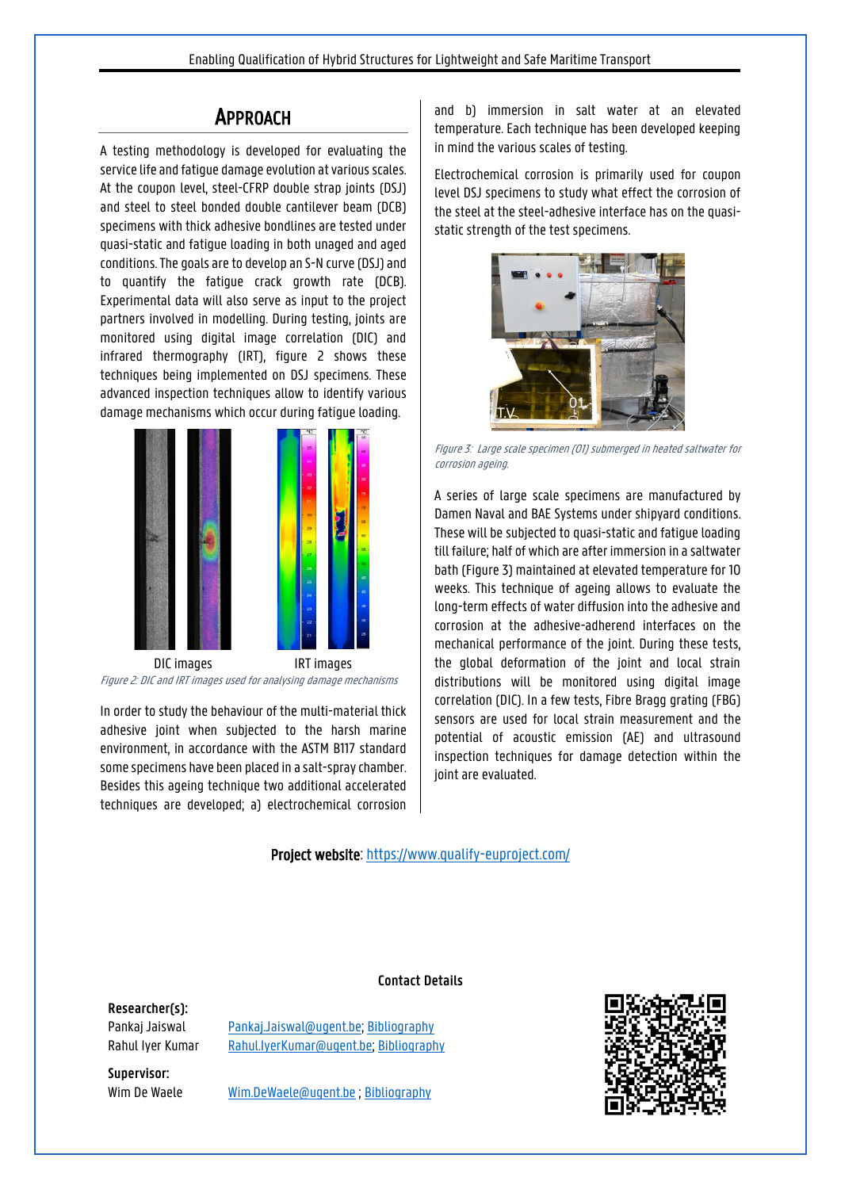## APPROACH

A testing methodology is developed for evaluating the service life and fatigue damage evolution at various scales. At the coupon level, steel-CFRP double strap joints (DSJ) and steel to steel bonded double cantilever beam (DCB) specimens with thick adhesive bondlines are tested under quasi-static and fatigue loading in both unaged and aged conditions. The goals are to develop an S-N curve (DSJ) and to quantify the fatigue crack growth rate (DCB). Experimental data will also serve as input to the project partners involved in modelling. During testing, joints are monitored using digital image correlation (DIC) and infrared thermography (IRT), figure 2 shows these techniques being implemented on DSJ specimens. These advanced inspection techniques allow to identify various damage mechanisms which occur during fatigue loading.

DIC images IRT images

*Figure 2: DIC and IRT images used for analysing damage mechanisms*

In order to study the behaviour of the multi-material thick adhesive joint when subjected to the harsh marine environment, in accordance with the ASTM B117 standard some specimens have been placed in a salt-spray chamber. Besides this ageing technique two additional accelerated techniques are developed; a) electrochemical corrosion and b) immersion in salt water at an elevated temperature. Each technique has been developed keeping in mind the various scales of testing.

Electrochemical corrosion is primarily used for coupon level DSJ specimens to study what effect the corrosion of the steel at the steel-adhesive interface has on the quasi-static strength of the test specimens.

*Figure 3: Large scale specimen (01) submerged in heated saltwater for corrosion ageing.*

A series of large scale specimens are manufactured by Damen Naval and BAE Systems under shipyard conditions. These will be subjected to quasi-static and fatigue loading till failure; half of which are after immersion in a saltwater bath (Figure 3) maintained at elevated temperature for 10 weeks. This technique of ageing allows to evaluate the long-term effects of water diffusion into the adhesive and corrosion at the adhesive-adherend interfaces on the mechanical performance of the joint. During these tests, the global deformation of the joint and local strain distributions will be monitored using digital image correlation (DIC). In a few tests, Fibre Bragg grating (FBG) sensors are used for local strain measurement and the potential of acoustic emission (AE) and ultrasound inspection techniques for damage detection within the joint are evaluated.

**Project website**: https://www.qualify-euproject.com/

**Contact Details**

**Researcher(s):**

Pankaj Jaiswal — Pankaj.Jaiswal@ugent.be; Bibliography

Rahul Iyer Kumar — Rahul.IyerKumar@ugent.be; Bibliography

**Supervisor:**

Wim De Waele — Wim.DeWaele@ugent.be ; Bibliography